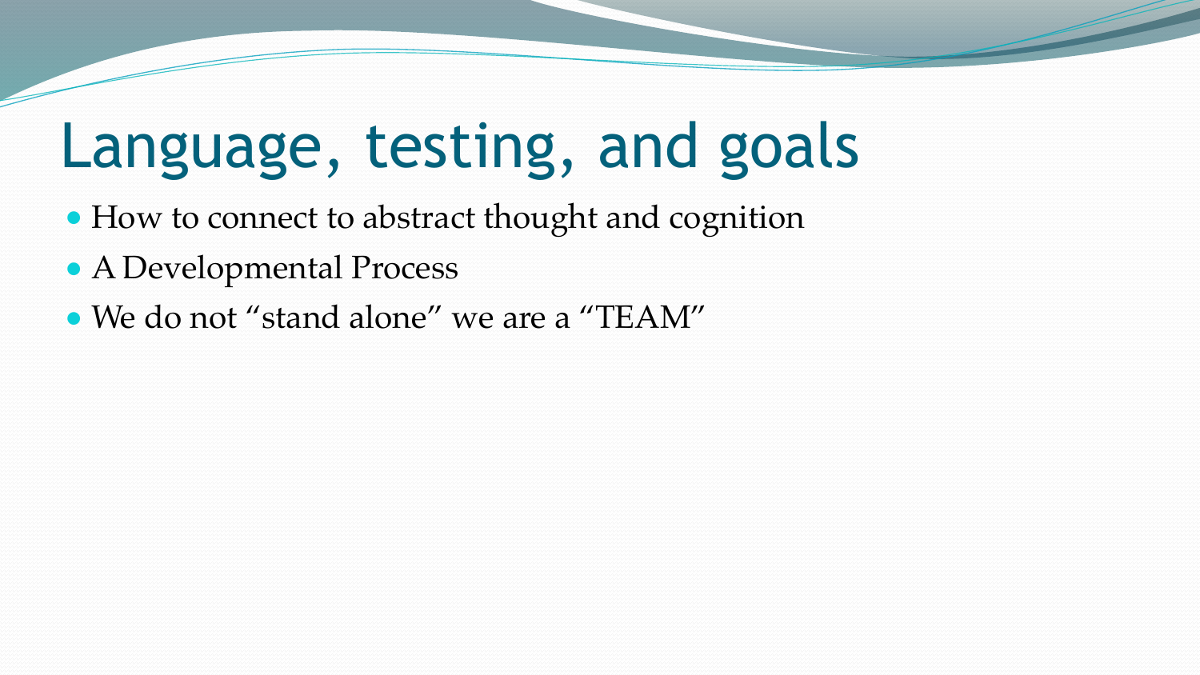# Language, testing, and goals

- How to connect to abstract thought and cognition
- A Developmental Process
- We do not “stand alone” we are a “TEAM”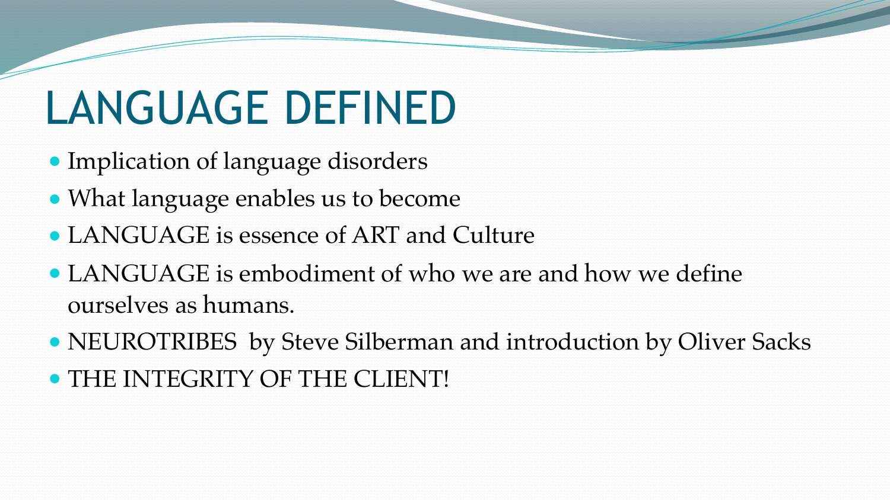# LANGUAGE DEFINED

- Implication of language disorders
- What language enables us to become
- LANGUAGE is essence of ART and Culture
- LANGUAGE is embodiment of who we are and how we define ourselves as humans.
- NEUROTRIBES by Steve Silberman and introduction by Oliver Sacks
- THE INTEGRITY OF THE CLIENT!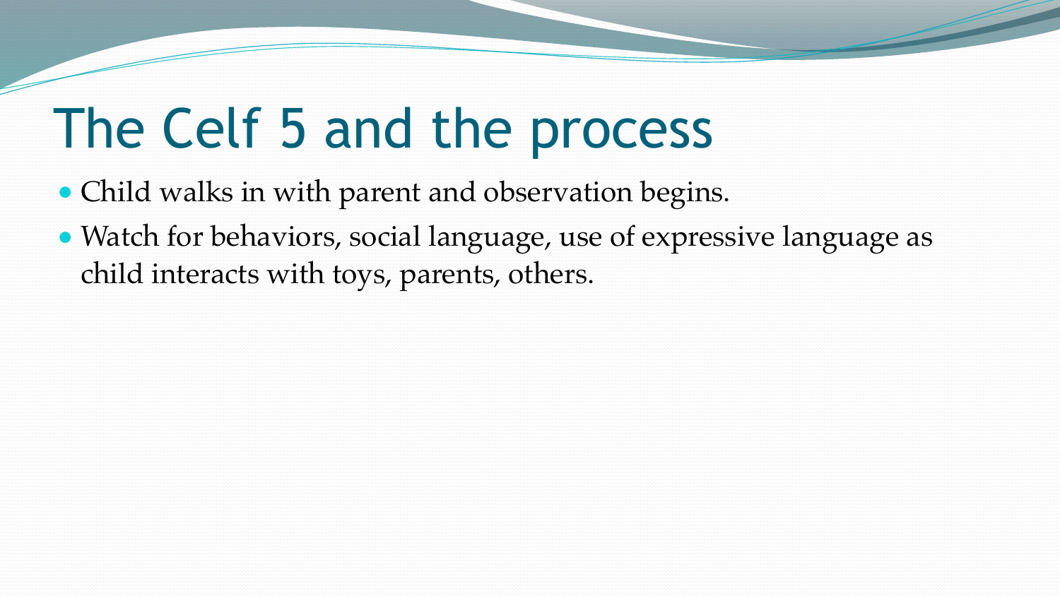# The Celf 5 and the process

- Child walks in with parent and observation begins.
- Watch for behaviors, social language, use of expressive language as child interacts with toys, parents, others.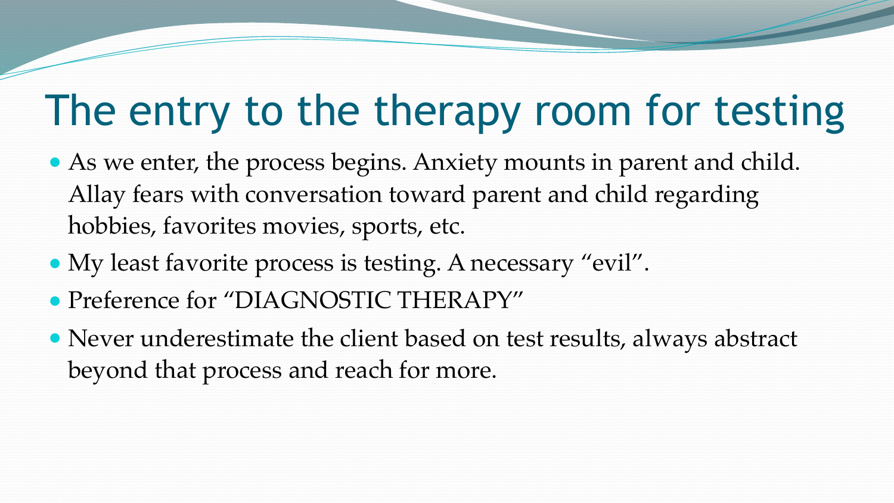# The entry to the therapy room for testing

- As we enter, the process begins. Anxiety mounts in parent and child. Allay fears with conversation toward parent and child regarding hobbies, favorites movies, sports, etc.
- My least favorite process is testing. A necessary "evil".
- Preference for "DIAGNOSTIC THERAPY"
- Never underestimate the client based on test results, always abstract beyond that process and reach for more.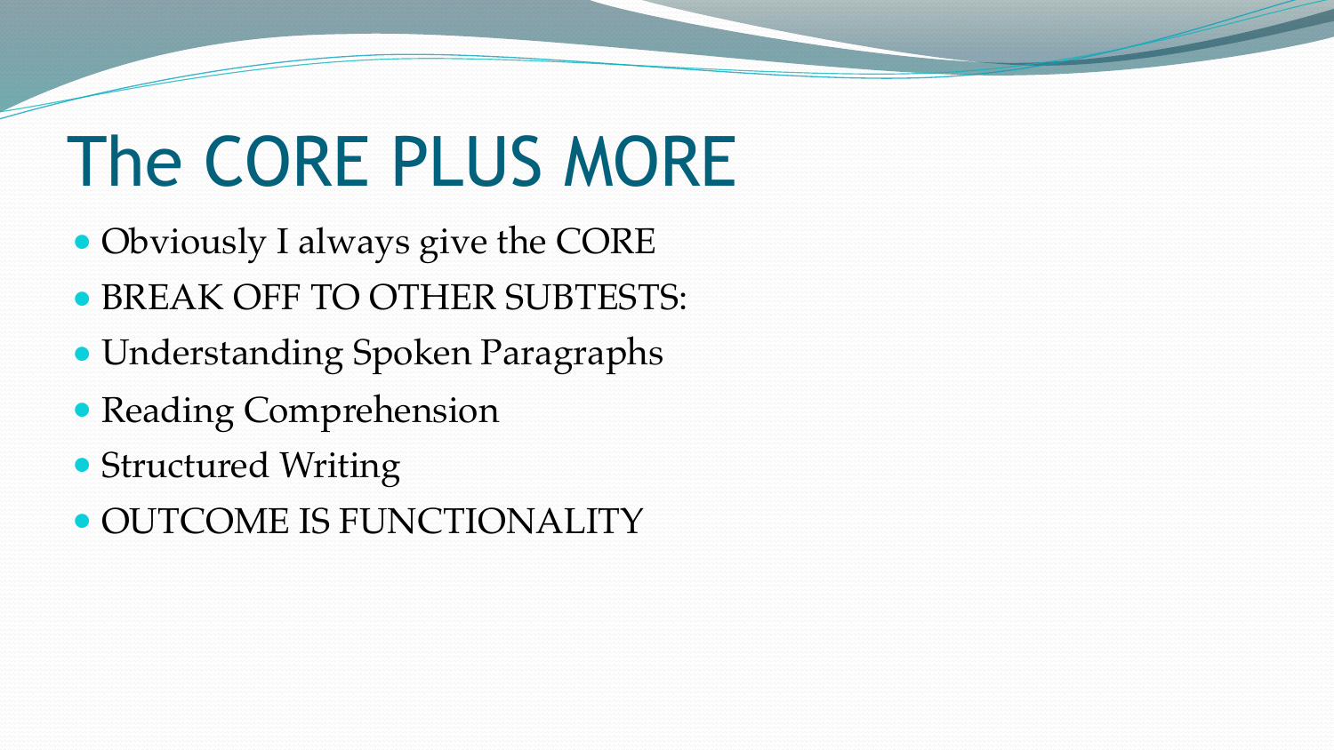# The CORE PLUS MORE

- Obviously I always give the CORE
- BREAK OFF TO OTHER SUBTESTS:
- Understanding Spoken Paragraphs
- Reading Comprehension
- Structured Writing
- OUTCOME IS FUNCTIONALITY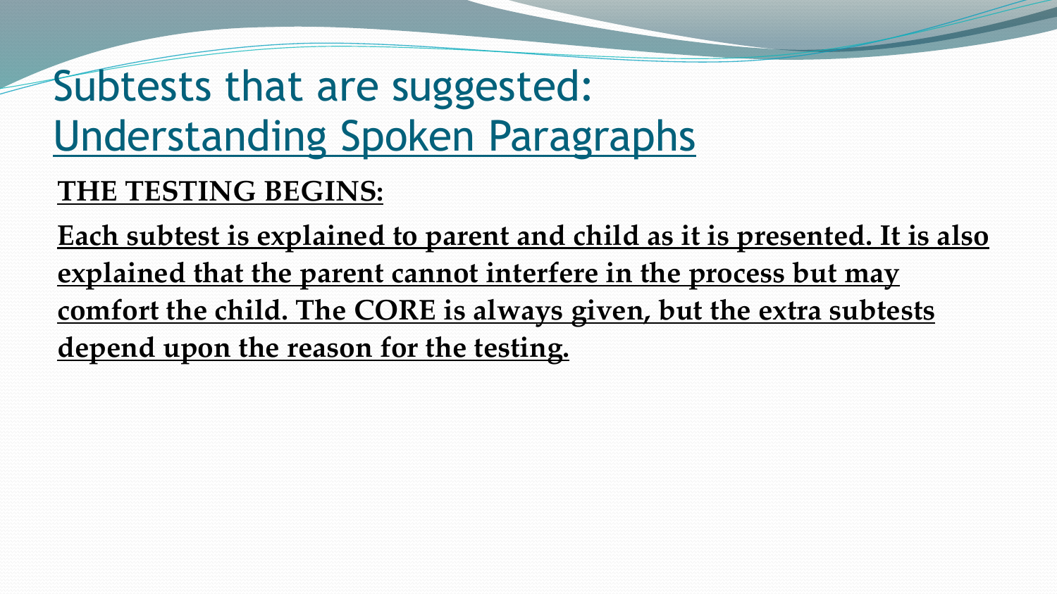# Subtests that are suggested: Understanding Spoken Paragraphs

**THE TESTING BEGINS:**

**Each subtest is explained to parent and child as it is presented. It is also explained that the parent cannot interfere in the process but may comfort the child. The CORE is always given, but the extra subtests depend upon the reason for the testing.**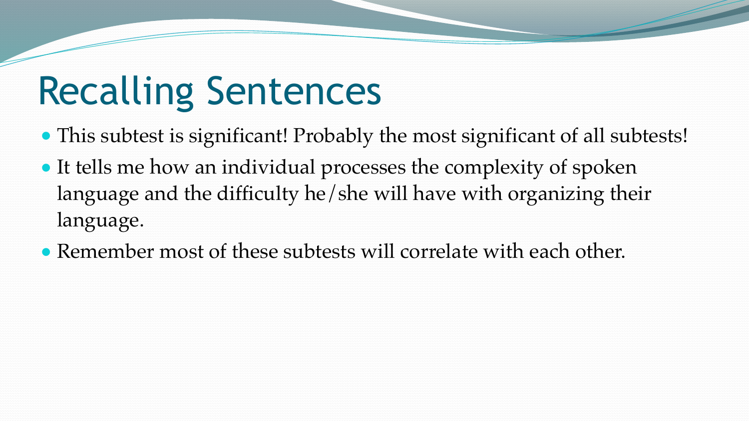# Recalling Sentences

- This subtest is significant! Probably the most significant of all subtests!
- It tells me how an individual processes the complexity of spoken language and the difficulty he/she will have with organizing their language.
- Remember most of these subtests will correlate with each other.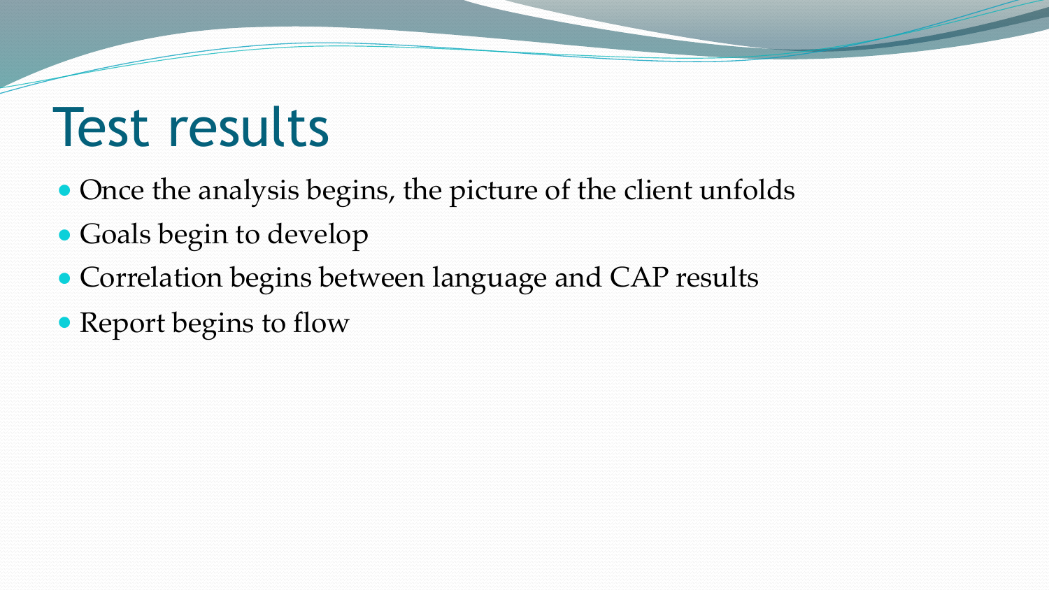# Test results

- Once the analysis begins, the picture of the client unfolds
- Goals begin to develop
- Correlation begins between language and CAP results
- Report begins to flow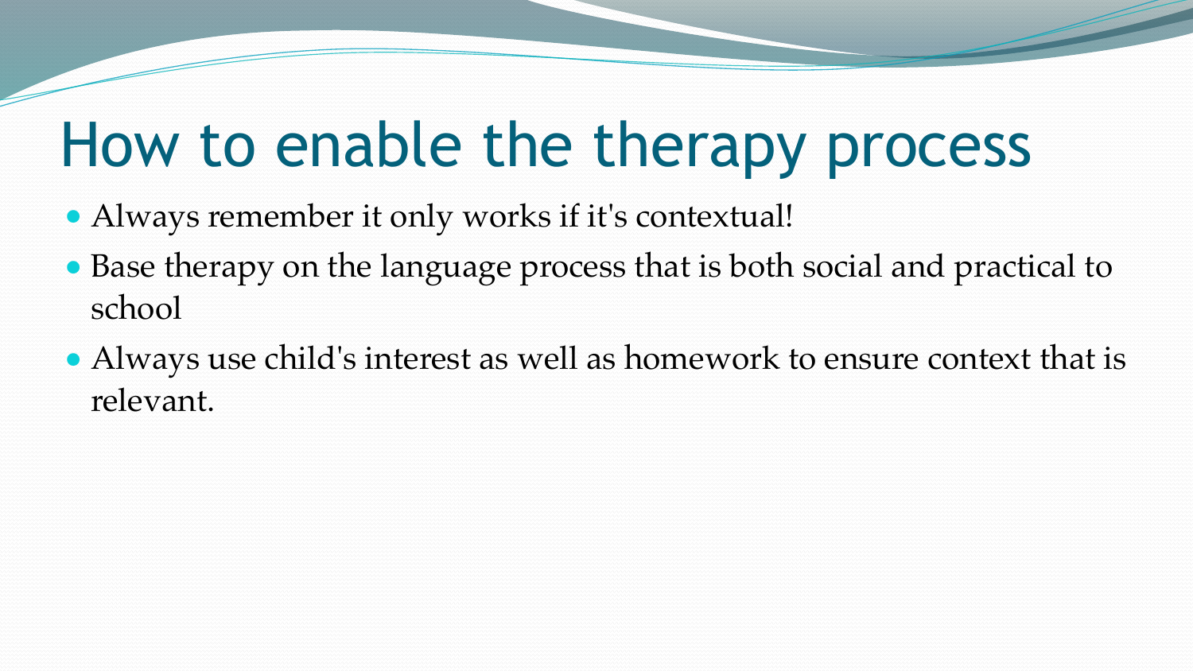# How to enable the therapy process

- Always remember it only works if it's contextual!
- Base therapy on the language process that is both social and practical to school
- Always use child's interest as well as homework to ensure context that is relevant.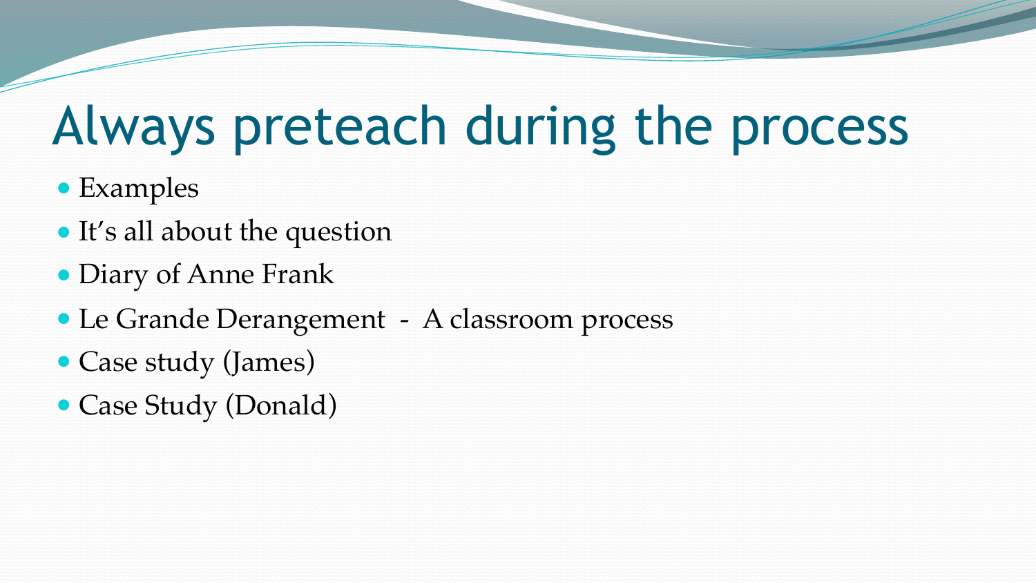# Always preteach during the process

- Examples
- It's all about the question
- Diary of Anne Frank
- Le Grande Derangement - A classroom process
- Case study (James)
- Case Study (Donald)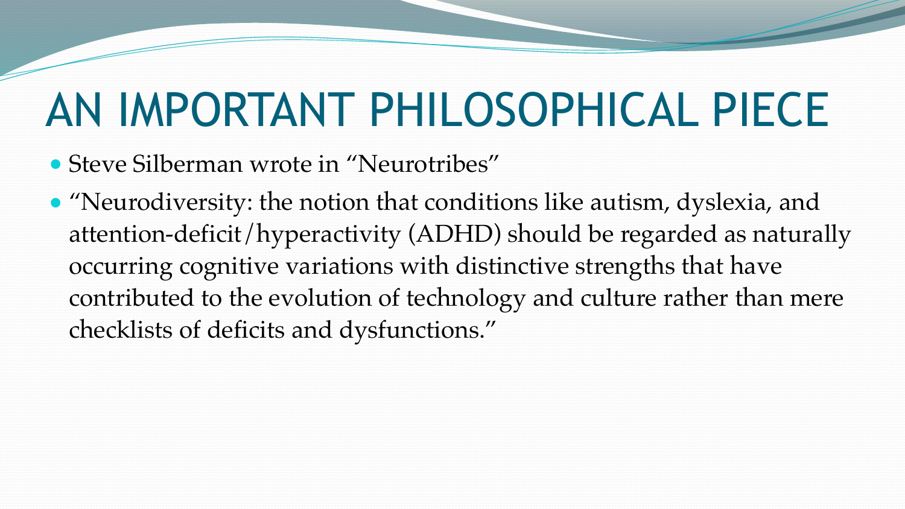# AN IMPORTANT PHILOSOPHICAL PIECE

- Steve Silberman wrote in "Neurotribes"
- "Neurodiversity: the notion that conditions like autism, dyslexia, and attention-deficit/hyperactivity (ADHD) should be regarded as naturally occurring cognitive variations with distinctive strengths that have contributed to the evolution of technology and culture rather than mere checklists of deficits and dysfunctions."